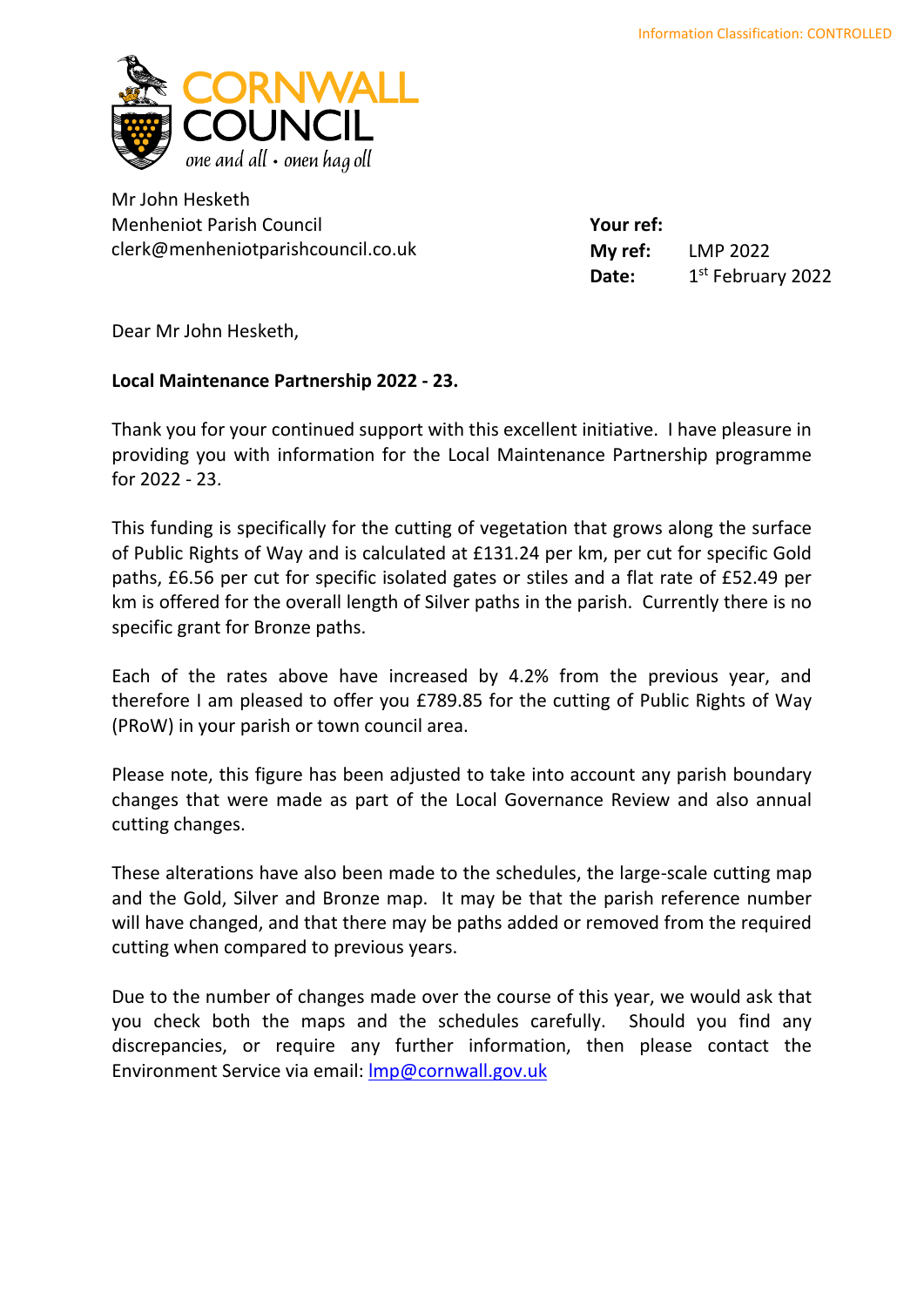Information Classification: CONTROLLED

CORNWALL COUNCIL

*one and all • onen hag oll*

Mr John Hesketh
Menheniot Parish Council
clerk@menheniotparishcouncil.co.uk

**Your ref:**
**My ref:** LMP 2022
**Date:** 1st February 2022

Dear Mr John Hesketh,

**Local Maintenance Partnership 2022 - 23.**

Thank you for your continued support with this excellent initiative. I have pleasure in providing you with information for the Local Maintenance Partnership programme for 2022 - 23.

This funding is specifically for the cutting of vegetation that grows along the surface of Public Rights of Way and is calculated at £131.24 per km, per cut for specific Gold paths, £6.56 per cut for specific isolated gates or stiles and a flat rate of £52.49 per km is offered for the overall length of Silver paths in the parish. Currently there is no specific grant for Bronze paths.

Each of the rates above have increased by 4.2% from the previous year, and therefore I am pleased to offer you £789.85 for the cutting of Public Rights of Way (PRoW) in your parish or town council area.

Please note, this figure has been adjusted to take into account any parish boundary changes that were made as part of the Local Governance Review and also annual cutting changes.

These alterations have also been made to the schedules, the large-scale cutting map and the Gold, Silver and Bronze map. It may be that the parish reference number will have changed, and that there may be paths added or removed from the required cutting when compared to previous years.

Due to the number of changes made over the course of this year, we would ask that you check both the maps and the schedules carefully. Should you find any discrepancies, or require any further information, then please contact the Environment Service via email: lmp@cornwall.gov.uk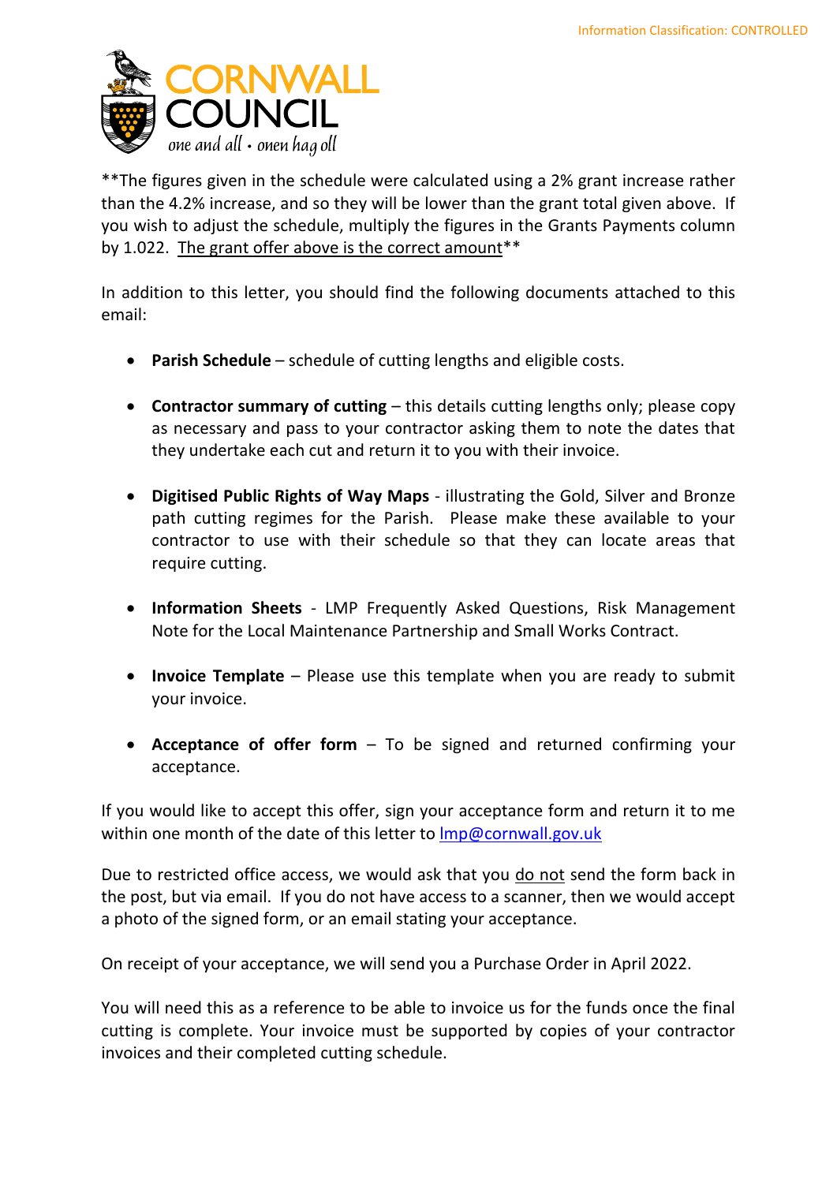**The figures given in the schedule were calculated using a 2% grant increase rather than the 4.2% increase, and so they will be lower than the grant total given above. If you wish to adjust the schedule, multiply the figures in the Grants Payments column by 1.022. <u>The grant offer above is the correct amount</u>**

In addition to this letter, you should find the following documents attached to this email:

- **Parish Schedule** – schedule of cutting lengths and eligible costs.
- **Contractor summary of cutting** – this details cutting lengths only; please copy as necessary and pass to your contractor asking them to note the dates that they undertake each cut and return it to you with their invoice.
- **Digitised Public Rights of Way Maps** - illustrating the Gold, Silver and Bronze path cutting regimes for the Parish. Please make these available to your contractor to use with their schedule so that they can locate areas that require cutting.
- **Information Sheets** - LMP Frequently Asked Questions, Risk Management Note for the Local Maintenance Partnership and Small Works Contract.
- **Invoice Template** – Please use this template when you are ready to submit your invoice.
- **Acceptance of offer form** – To be signed and returned confirming your acceptance.

If you would like to accept this offer, sign your acceptance form and return it to me within one month of the date of this letter to lmp@cornwall.gov.uk

Due to restricted office access, we would ask that you <u>do not</u> send the form back in the post, but via email. If you do not have access to a scanner, then we would accept a photo of the signed form, or an email stating your acceptance.

On receipt of your acceptance, we will send you a Purchase Order in April 2022.

You will need this as a reference to be able to invoice us for the funds once the final cutting is complete. Your invoice must be supported by copies of your contractor invoices and their completed cutting schedule.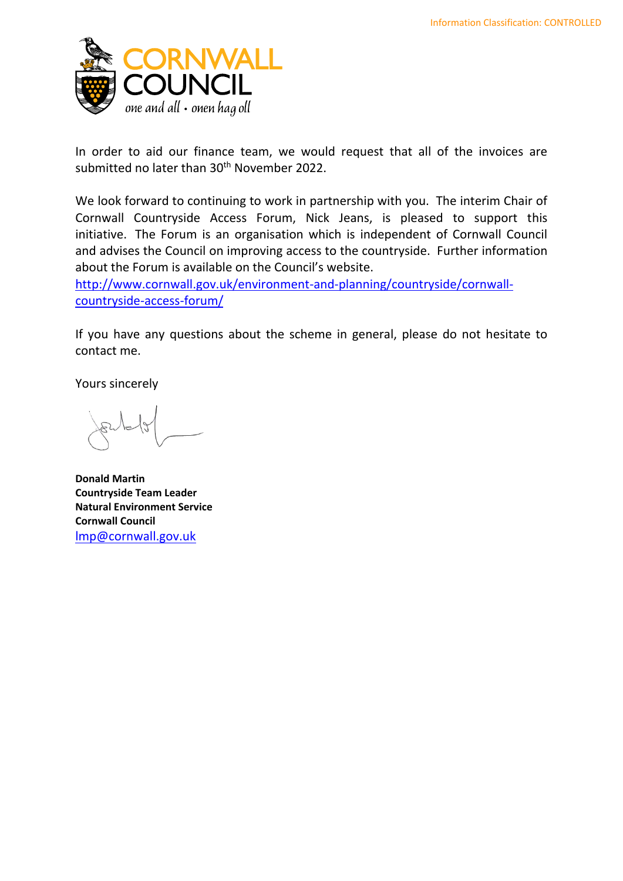Information Classification: CONTROLLED

In order to aid our finance team, we would request that all of the invoices are submitted no later than 30th November 2022.

We look forward to continuing to work in partnership with you. The interim Chair of Cornwall Countryside Access Forum, Nick Jeans, is pleased to support this initiative. The Forum is an organisation which is independent of Cornwall Council and advises the Council on improving access to the countryside. Further information about the Forum is available on the Council's website.
[http://www.cornwall.gov.uk/environment-and-planning/countryside/cornwall-countryside-access-forum/](http://www.cornwall.gov.uk/environment-and-planning/countryside/cornwall-countryside-access-forum/)

If you have any questions about the scheme in general, please do not hesitate to contact me.

Yours sincerely

**Donald Martin**
**Countryside Team Leader**
**Natural Environment Service**
**Cornwall Council**
[lmp@cornwall.gov.uk](mailto:lmp@cornwall.gov.uk)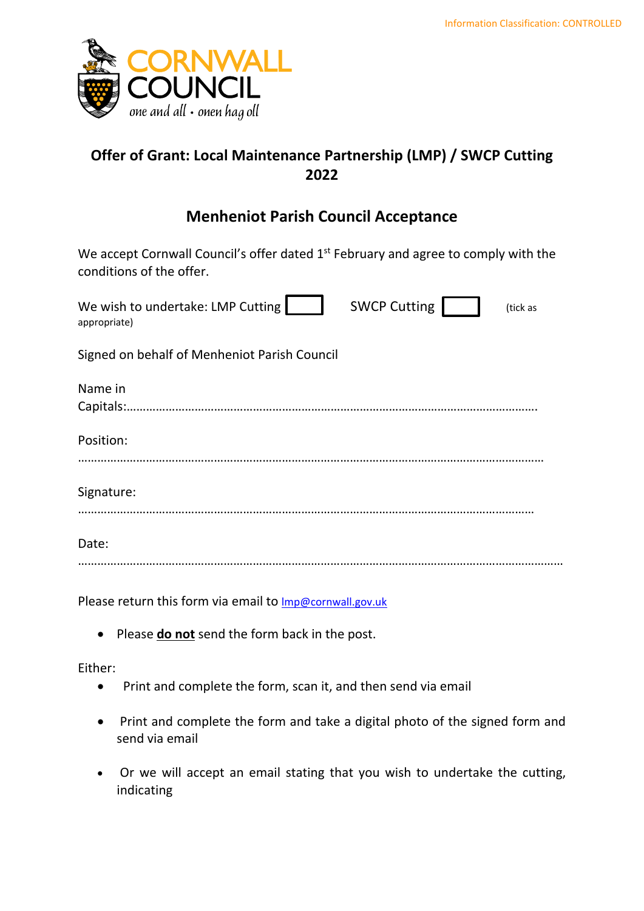Information Classification: CONTROLLED

CORNWALL COUNCIL

one and all • onen hag oll

## Offer of Grant: Local Maintenance Partnership (LMP) / SWCP Cutting 2022

## Menheniot Parish Council Acceptance

We accept Cornwall Council's offer dated 1st February and agree to comply with the conditions of the offer.

We wish to undertake: LMP Cutting ☐ SWCP Cutting ☐ (tick as appropriate)

Signed on behalf of Menheniot Parish Council

Name in Capitals:……………………………………………………………………………………………………………

Position: ……………………………………………………………………………………………………………………

Signature: …………………………………………………………………………………………………………………

Date: …………………………………………………………………………………………………………………………

Please return this form via email to lmp@cornwall.gov.uk

- Please **do not** send the form back in the post.

Either:

- Print and complete the form, scan it, and then send via email
- Print and complete the form and take a digital photo of the signed form and send via email
- Or we will accept an email stating that you wish to undertake the cutting, indicating